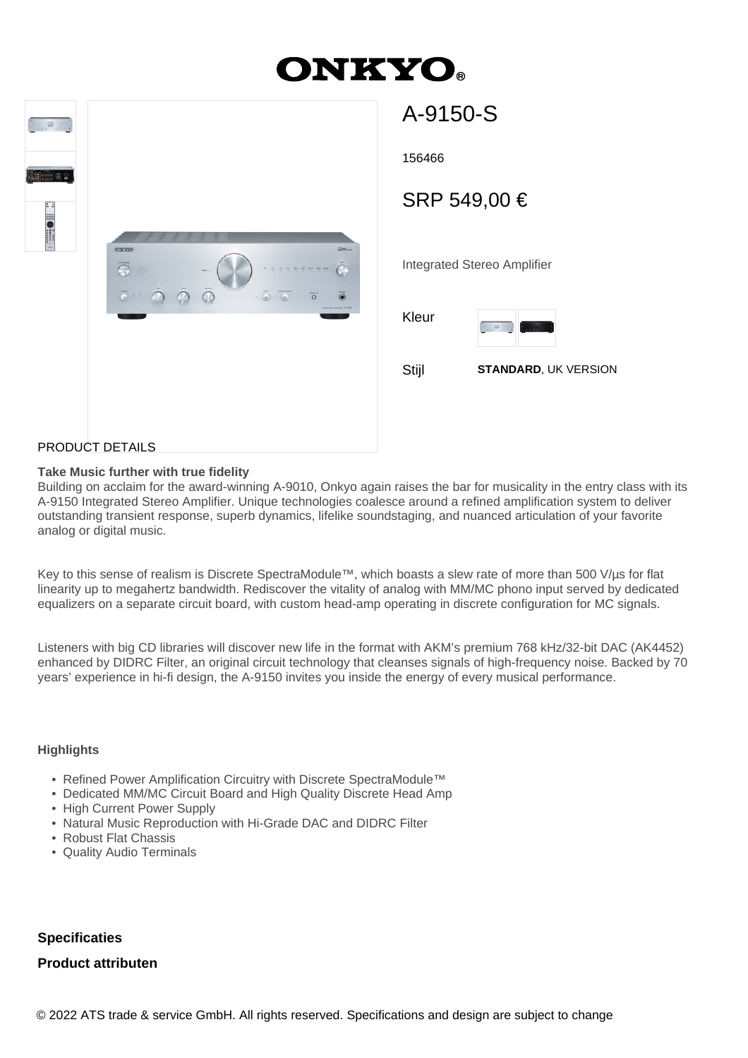# ONKYO

## A-9150-S

156466

SRP 549,00 €

Integrated Stereo Amplifier

Kleur

Stijl **STANDARD**, UK VERSION

PRODUCT DETAILS

**Take Music further with true fidelity**
Building on acclaim for the award-winning A-9010, Onkyo again raises the bar for musicality in the entry class with its A-9150 Integrated Stereo Amplifier. Unique technologies coalesce around a refined amplification system to deliver outstanding transient response, superb dynamics, lifelike soundstaging, and nuanced articulation of your favorite analog or digital music.

Key to this sense of realism is Discrete SpectraModule™, which boasts a slew rate of more than 500 V/µs for flat linearity up to megahertz bandwidth. Rediscover the vitality of analog with MM/MC phono input served by dedicated equalizers on a separate circuit board, with custom head-amp operating in discrete configuration for MC signals.

Listeners with big CD libraries will discover new life in the format with AKM's premium 768 kHz/32-bit DAC (AK4452) enhanced by DIDRC Filter, an original circuit technology that cleanses signals of high-frequency noise. Backed by 70 years' experience in hi-fi design, the A-9150 invites you inside the energy of every musical performance.

**Highlights**

- Refined Power Amplification Circuitry with Discrete SpectraModule™
- Dedicated MM/MC Circuit Board and High Quality Discrete Head Amp
- High Current Power Supply
- Natural Music Reproduction with Hi-Grade DAC and DIDRC Filter
- Robust Flat Chassis
- Quality Audio Terminals

**Specificaties**

**Product attributen**

© 2022 ATS trade & service GmbH. All rights reserved. Specifications and design are subject to change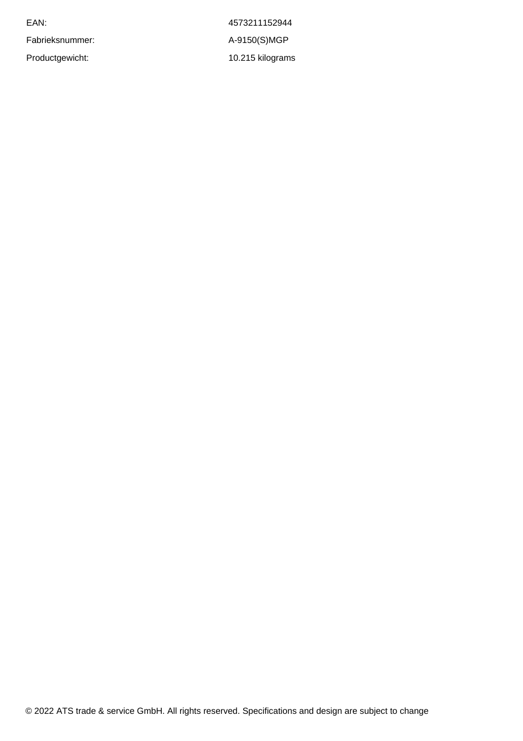| | |
|---|---|
| EAN: | 4573211152944 |
| Fabrieksnummer: | A-9150(S)MGP |
| Productgewicht: | 10.215 kilograms |

© 2022 ATS trade & service GmbH. All rights reserved. Specifications and design are subject to change